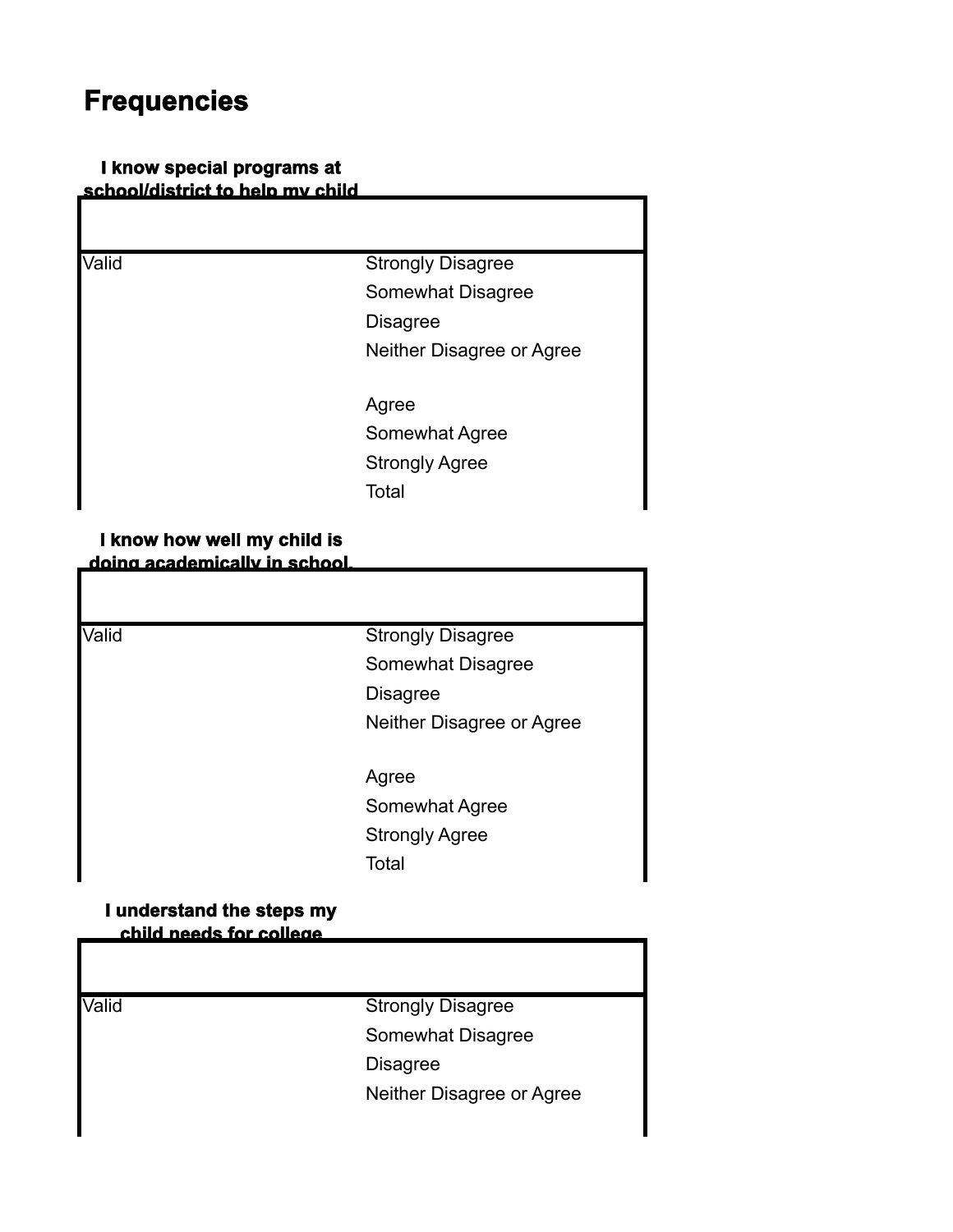# Frequencies

**I know special programs at school/district to help my child**

| | |
|---|---|
| Valid | Strongly Disagree |
| | Somewhat Disagree |
| | Disagree |
| | Neither Disagree or Agree |
| | Agree |
| | Somewhat Agree |
| | Strongly Agree |
| | Total |

**I know how well my child is doing academically in school.**

| | |
|---|---|
| Valid | Strongly Disagree |
| | Somewhat Disagree |
| | Disagree |
| | Neither Disagree or Agree |
| | Agree |
| | Somewhat Agree |
| | Strongly Agree |
| | Total |

**I understand the steps my child needs for college**

| | |
|---|---|
| Valid | Strongly Disagree |
| | Somewhat Disagree |
| | Disagree |
| | Neither Disagree or Agree |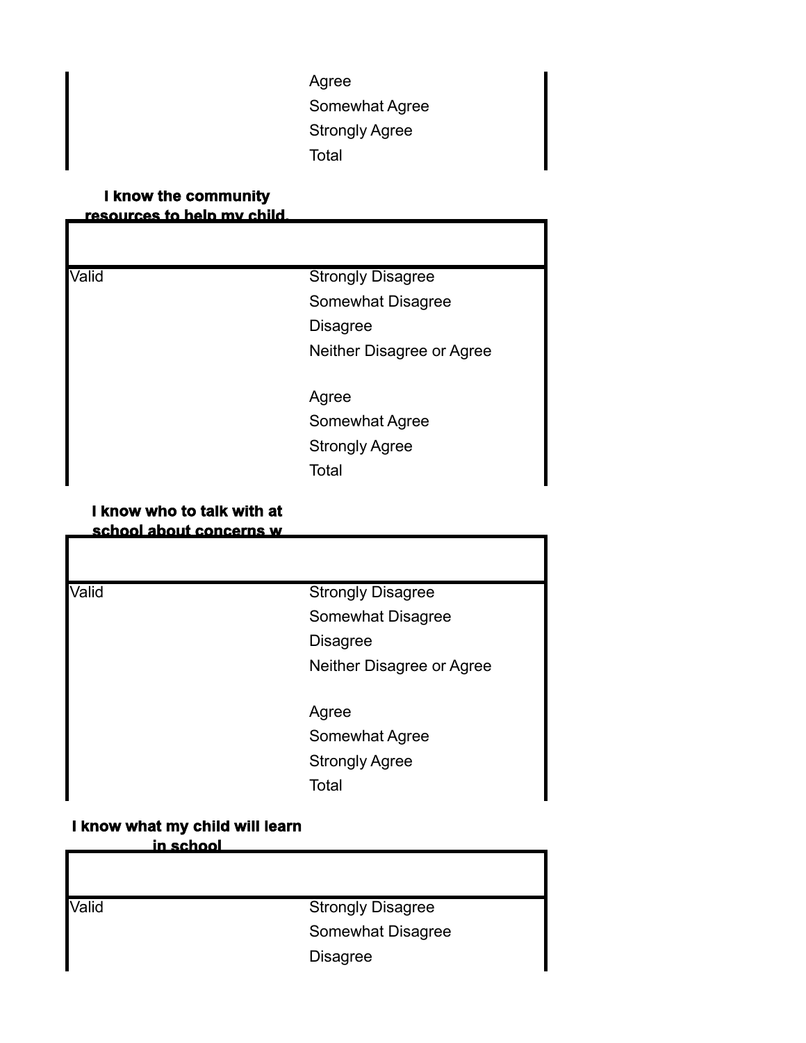| | |
|---|---|
| | Agree |
| | Somewhat Agree |
| | Strongly Agree |
| | Total |

**I know the community resources to help my child.**

| | |
|---|---|
| | |
| Valid | Strongly Disagree |
| | Somewhat Disagree |
| | Disagree |
| | Neither Disagree or Agree |
| | Agree |
| | Somewhat Agree |
| | Strongly Agree |
| | Total |

**I know who to talk with at school about concerns w**

| | |
|---|---|
| | |
| Valid | Strongly Disagree |
| | Somewhat Disagree |
| | Disagree |
| | Neither Disagree or Agree |
| | Agree |
| | Somewhat Agree |
| | Strongly Agree |
| | Total |

**I know what my child will learn in school**

| | |
|---|---|
| | |
| Valid | Strongly Disagree |
| | Somewhat Disagree |
| | Disagree |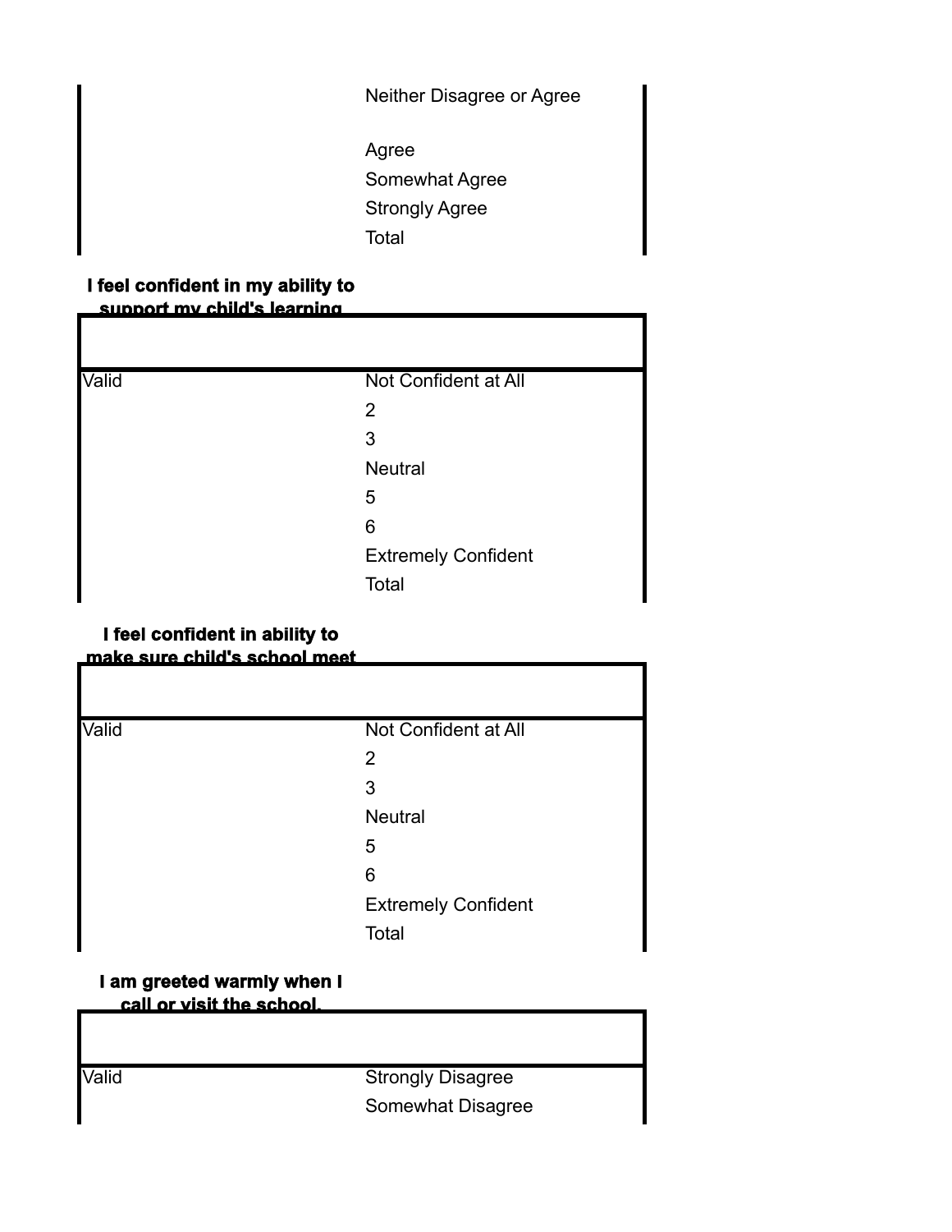| | |
|---|---|
| | Neither Disagree or Agree |
| | Agree |
| | Somewhat Agree |
| | Strongly Agree |
| | Total |

**I feel confident in my ability to support my child's learning**

| | |
|---|---|
| | |
| Valid | Not Confident at All |
| | 2 |
| | 3 |
| | Neutral |
| | 5 |
| | 6 |
| | Extremely Confident |
| | Total |

**I feel confident in ability to make sure child's school meet**

| | |
|---|---|
| | |
| Valid | Not Confident at All |
| | 2 |
| | 3 |
| | Neutral |
| | 5 |
| | 6 |
| | Extremely Confident |
| | Total |

**I am greeted warmly when I call or visit the school.**

| | |
|---|---|
| | |
| Valid | Strongly Disagree |
| | Somewhat Disagree |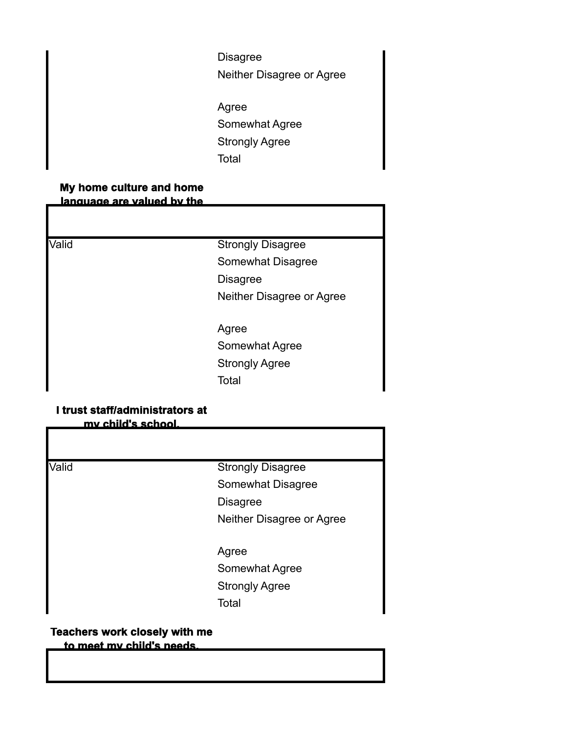| | |
|---|---|
| | Disagree |
| | Neither Disagree or Agree |
| | Agree |
| | Somewhat Agree |
| | Strongly Agree |
| | Total |

**My home culture and home language are valued by the**

| | |
|---|---|
| Valid | Strongly Disagree |
| | Somewhat Disagree |
| | Disagree |
| | Neither Disagree or Agree |
| | Agree |
| | Somewhat Agree |
| | Strongly Agree |
| | Total |

**I trust staff/administrators at my child's school.**

| | |
|---|---|
| Valid | Strongly Disagree |
| | Somewhat Disagree |
| | Disagree |
| | Neither Disagree or Agree |
| | Agree |
| | Somewhat Agree |
| | Strongly Agree |
| | Total |

**Teachers work closely with me to meet my child's needs.**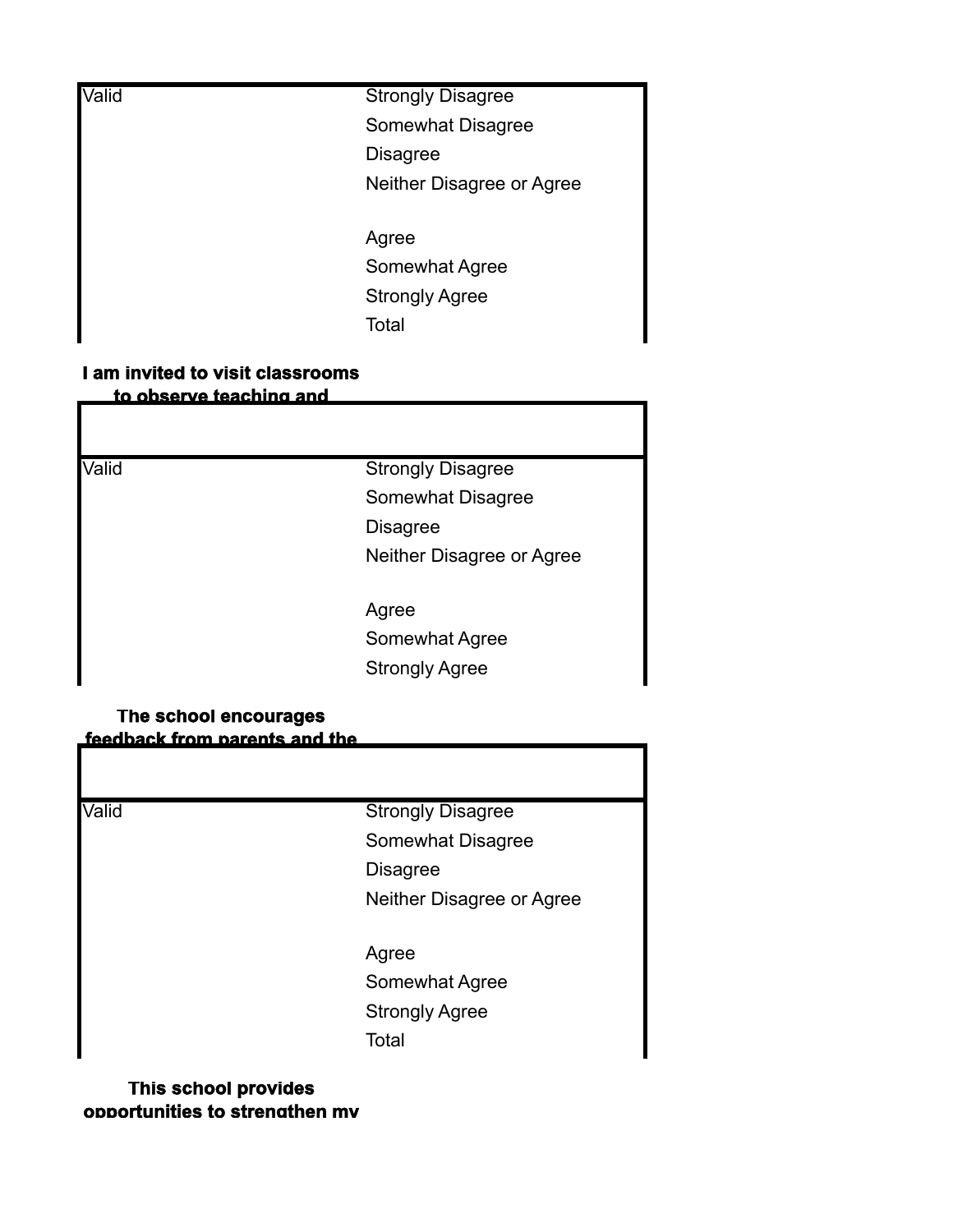| | |
|---|---|
| Valid | Strongly Disagree |
| | Somewhat Disagree |
| | Disagree |
| | Neither Disagree or Agree |
| | Agree |
| | Somewhat Agree |
| | Strongly Agree |
| | Total |

**I am invited to visit classrooms to observe teaching and**

| | |
|---|---|
| | |
| Valid | Strongly Disagree |
| | Somewhat Disagree |
| | Disagree |
| | Neither Disagree or Agree |
| | Agree |
| | Somewhat Agree |
| | Strongly Agree |

**The school encourages feedback from parents and the**

| | |
|---|---|
| | |
| Valid | Strongly Disagree |
| | Somewhat Disagree |
| | Disagree |
| | Neither Disagree or Agree |
| | Agree |
| | Somewhat Agree |
| | Strongly Agree |
| | Total |

**This school provides opportunities to strengthen my**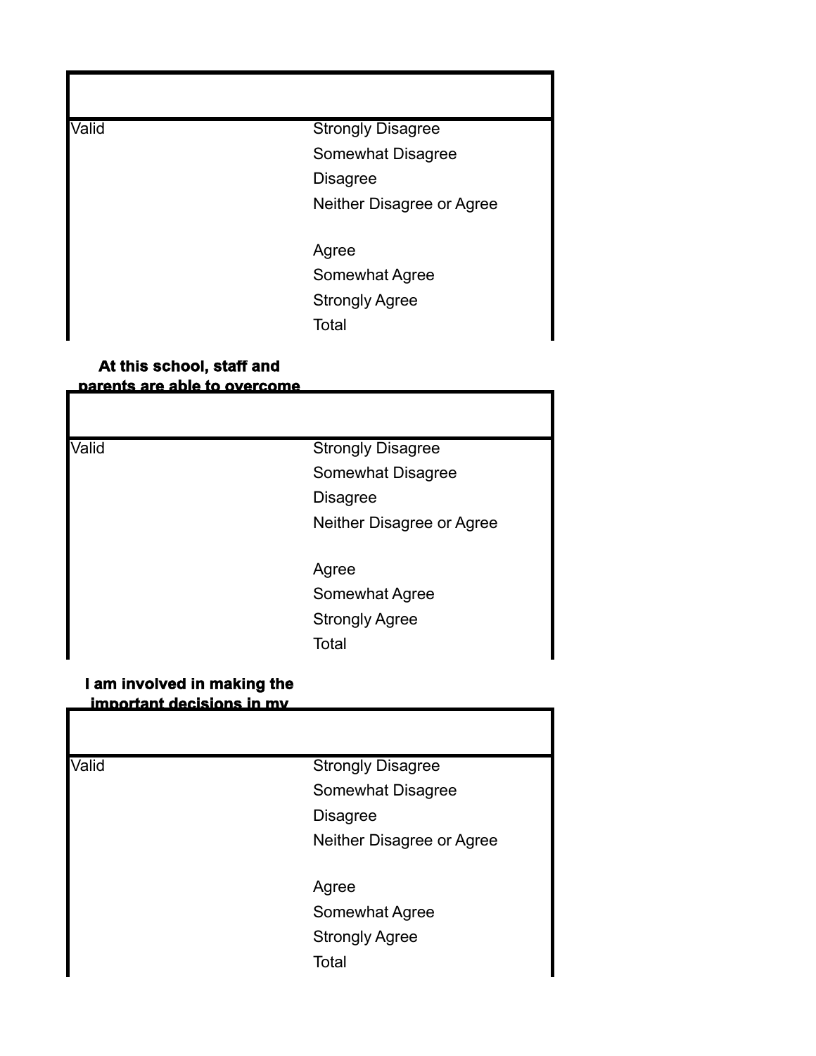| | |
|---|---|
| Valid | Strongly Disagree |
| | Somewhat Disagree |
| | Disagree |
| | Neither Disagree or Agree |
| | Agree |
| | Somewhat Agree |
| | Strongly Agree |
| | Total |

**At this school, staff and parents are able to overcome**

| | |
|---|---|
| Valid | Strongly Disagree |
| | Somewhat Disagree |
| | Disagree |
| | Neither Disagree or Agree |
| | Agree |
| | Somewhat Agree |
| | Strongly Agree |
| | Total |

**I am involved in making the important decisions in my**

| | |
|---|---|
| Valid | Strongly Disagree |
| | Somewhat Disagree |
| | Disagree |
| | Neither Disagree or Agree |
| | Agree |
| | Somewhat Agree |
| | Strongly Agree |
| | Total |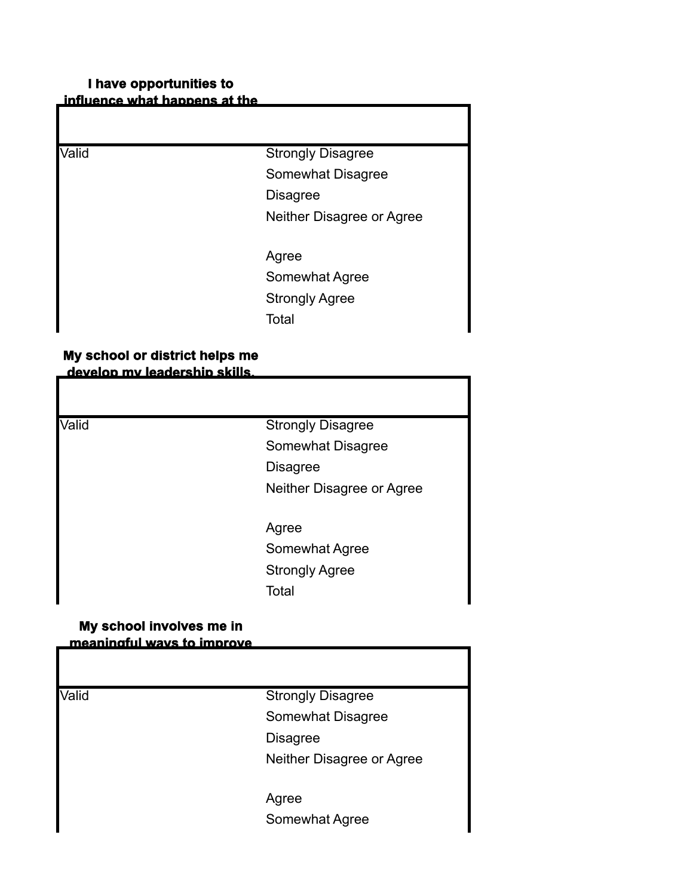**I have opportunities to influence what happens at the**

| | |
|---|---|
| Valid | Strongly Disagree |
| | Somewhat Disagree |
| | Disagree |
| | Neither Disagree or Agree |
| | Agree |
| | Somewhat Agree |
| | Strongly Agree |
| | Total |

**My school or district helps me develop my leadership skills.**

| | |
|---|---|
| Valid | Strongly Disagree |
| | Somewhat Disagree |
| | Disagree |
| | Neither Disagree or Agree |
| | Agree |
| | Somewhat Agree |
| | Strongly Agree |
| | Total |

**My school involves me in meaningful ways to improve**

| | |
|---|---|
| Valid | Strongly Disagree |
| | Somewhat Disagree |
| | Disagree |
| | Neither Disagree or Agree |
| | Agree |
| | Somewhat Agree |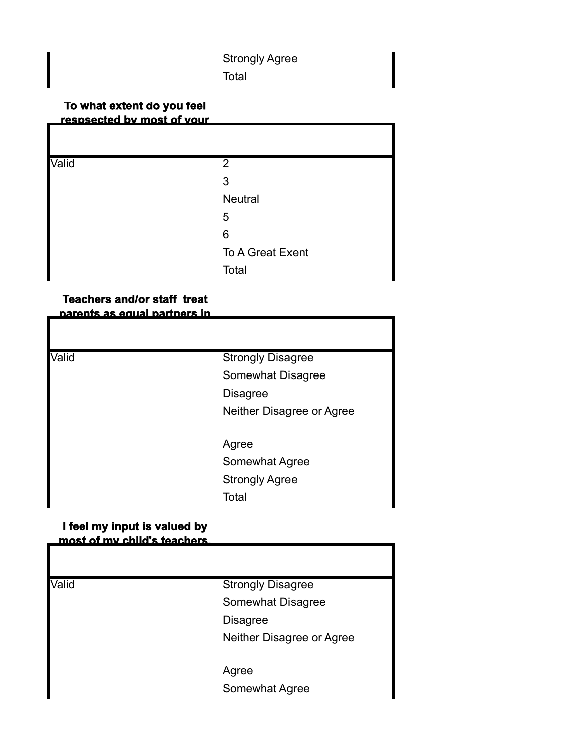| | Strongly Agree |
|---|---|
| | Total |

**To what extent do you feel respsected by most of your**

| | |
|---|---|
| Valid | 2 |
| | 3 |
| | Neutral |
| | 5 |
| | 6 |
| | To A Great Exent |
| | Total |

**Teachers and/or staff treat parents as equal partners in**

| | |
|---|---|
| Valid | Strongly Disagree |
| | Somewhat Disagree |
| | Disagree |
| | Neither Disagree or Agree |
| | Agree |
| | Somewhat Agree |
| | Strongly Agree |
| | Total |

**I feel my input is valued by most of my child's teachers.**

| | |
|---|---|
| Valid | Strongly Disagree |
| | Somewhat Disagree |
| | Disagree |
| | Neither Disagree or Agree |
| | Agree |
| | Somewhat Agree |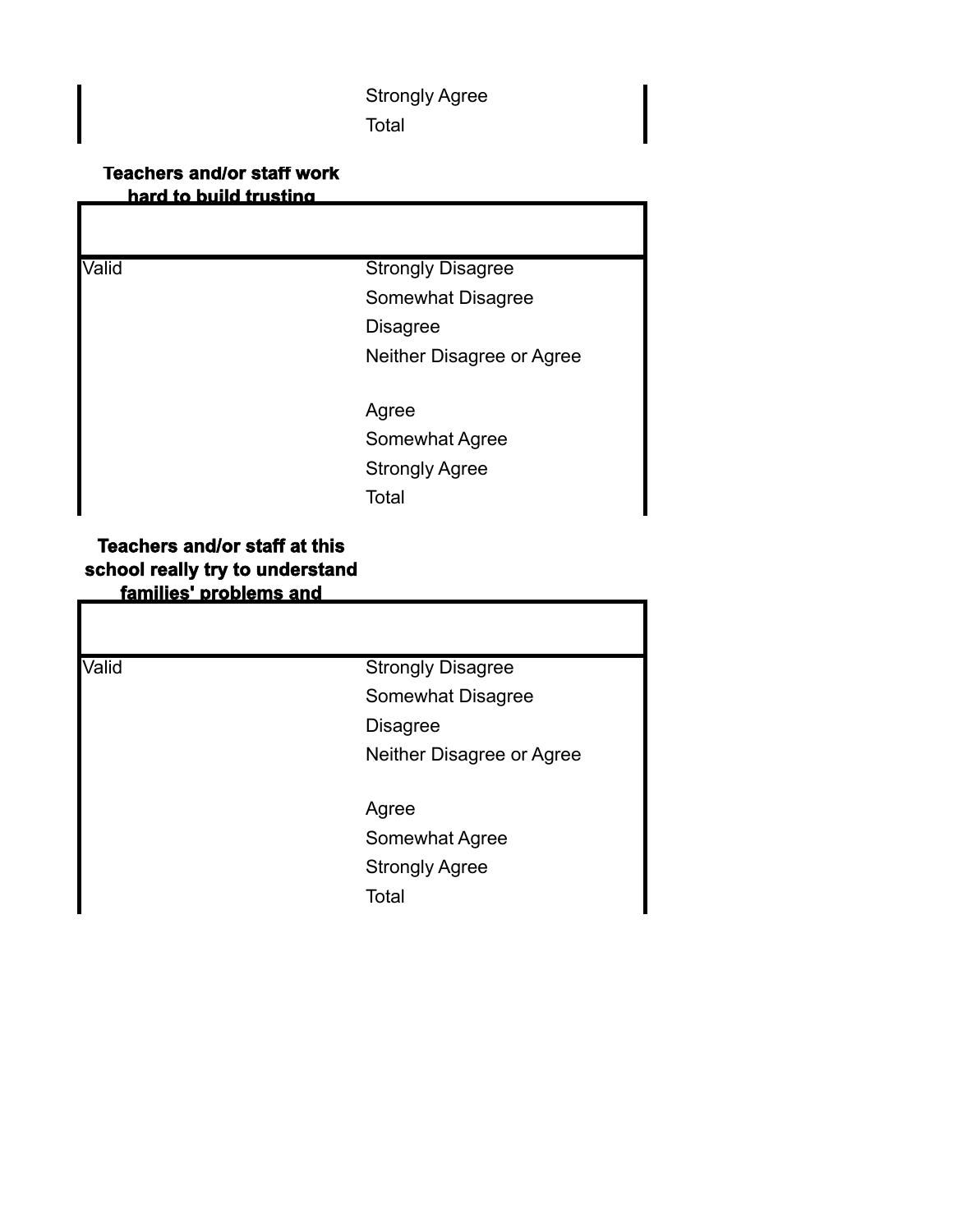| | |
|---|---|
| | Strongly Agree |
| | Total |

**Teachers and/or staff work hard to build trusting**

| | |
|---|---|
| Valid | Strongly Disagree |
| | Somewhat Disagree |
| | Disagree |
| | Neither Disagree or Agree |
| | Agree |
| | Somewhat Agree |
| | Strongly Agree |
| | Total |

**Teachers and/or staff at this school really try to understand families' problems and**

| | |
|---|---|
| Valid | Strongly Disagree |
| | Somewhat Disagree |
| | Disagree |
| | Neither Disagree or Agree |
| | Agree |
| | Somewhat Agree |
| | Strongly Agree |
| | Total |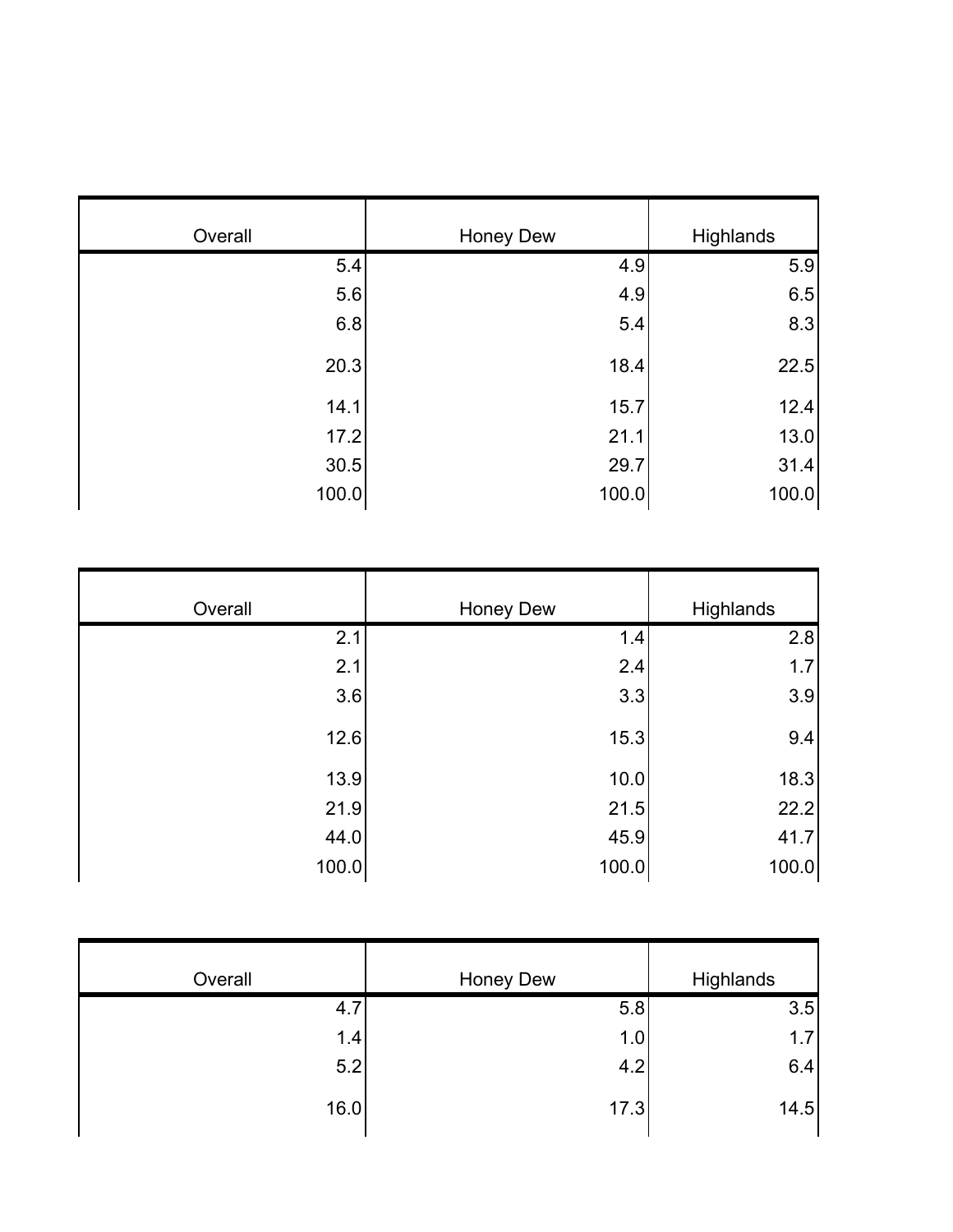| Overall | Honey Dew | Highlands |
|---:|---:|---:|
| 5.4 | 4.9 | 5.9 |
| 5.6 | 4.9 | 6.5 |
| 6.8 | 5.4 | 8.3 |
| 20.3 | 18.4 | 22.5 |
| 14.1 | 15.7 | 12.4 |
| 17.2 | 21.1 | 13.0 |
| 30.5 | 29.7 | 31.4 |
| 100.0 | 100.0 | 100.0 |

| Overall | Honey Dew | Highlands |
|---:|---:|---:|
| 2.1 | 1.4 | 2.8 |
| 2.1 | 2.4 | 1.7 |
| 3.6 | 3.3 | 3.9 |
| 12.6 | 15.3 | 9.4 |
| 13.9 | 10.0 | 18.3 |
| 21.9 | 21.5 | 22.2 |
| 44.0 | 45.9 | 41.7 |
| 100.0 | 100.0 | 100.0 |

| Overall | Honey Dew | Highlands |
|---:|---:|---:|
| 4.7 | 5.8 | 3.5 |
| 1.4 | 1.0 | 1.7 |
| 5.2 | 4.2 | 6.4 |
| 16.0 | 17.3 | 14.5 |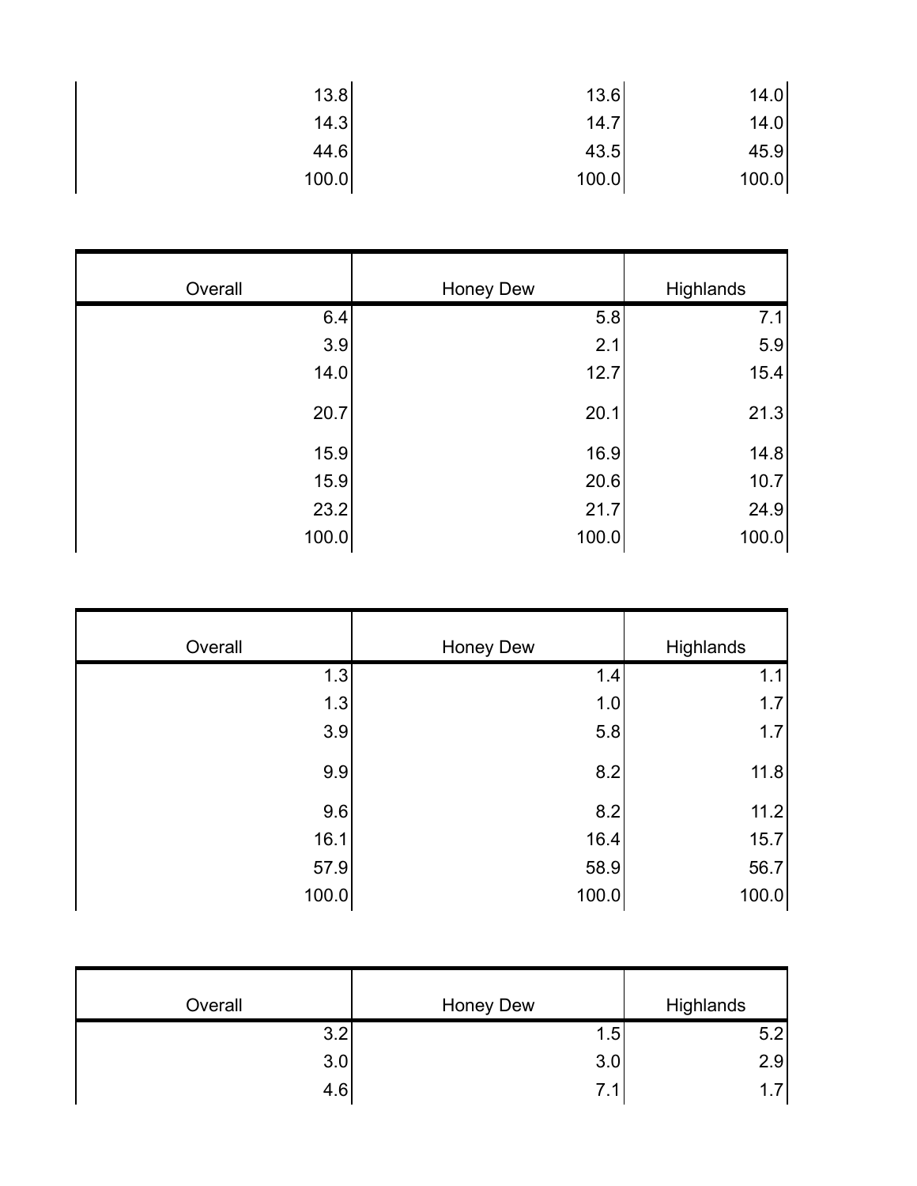| | | |
|---|---|---|
| 13.8 | 13.6 | 14.0 |
| 14.3 | 14.7 | 14.0 |
| 44.6 | 43.5 | 45.9 |
| 100.0 | 100.0 | 100.0 |

| Overall | Honey Dew | Highlands |
|---|---|---|
| 6.4 | 5.8 | 7.1 |
| 3.9 | 2.1 | 5.9 |
| 14.0 | 12.7 | 15.4 |
| 20.7 | 20.1 | 21.3 |
| 15.9 | 16.9 | 14.8 |
| 15.9 | 20.6 | 10.7 |
| 23.2 | 21.7 | 24.9 |
| 100.0 | 100.0 | 100.0 |

| Overall | Honey Dew | Highlands |
|---|---|---|
| 1.3 | 1.4 | 1.1 |
| 1.3 | 1.0 | 1.7 |
| 3.9 | 5.8 | 1.7 |
| 9.9 | 8.2 | 11.8 |
| 9.6 | 8.2 | 11.2 |
| 16.1 | 16.4 | 15.7 |
| 57.9 | 58.9 | 56.7 |
| 100.0 | 100.0 | 100.0 |

| Overall | Honey Dew | Highlands |
|---|---|---|
| 3.2 | 1.5 | 5.2 |
| 3.0 | 3.0 | 2.9 |
| 4.6 | 7.1 | 1.7 |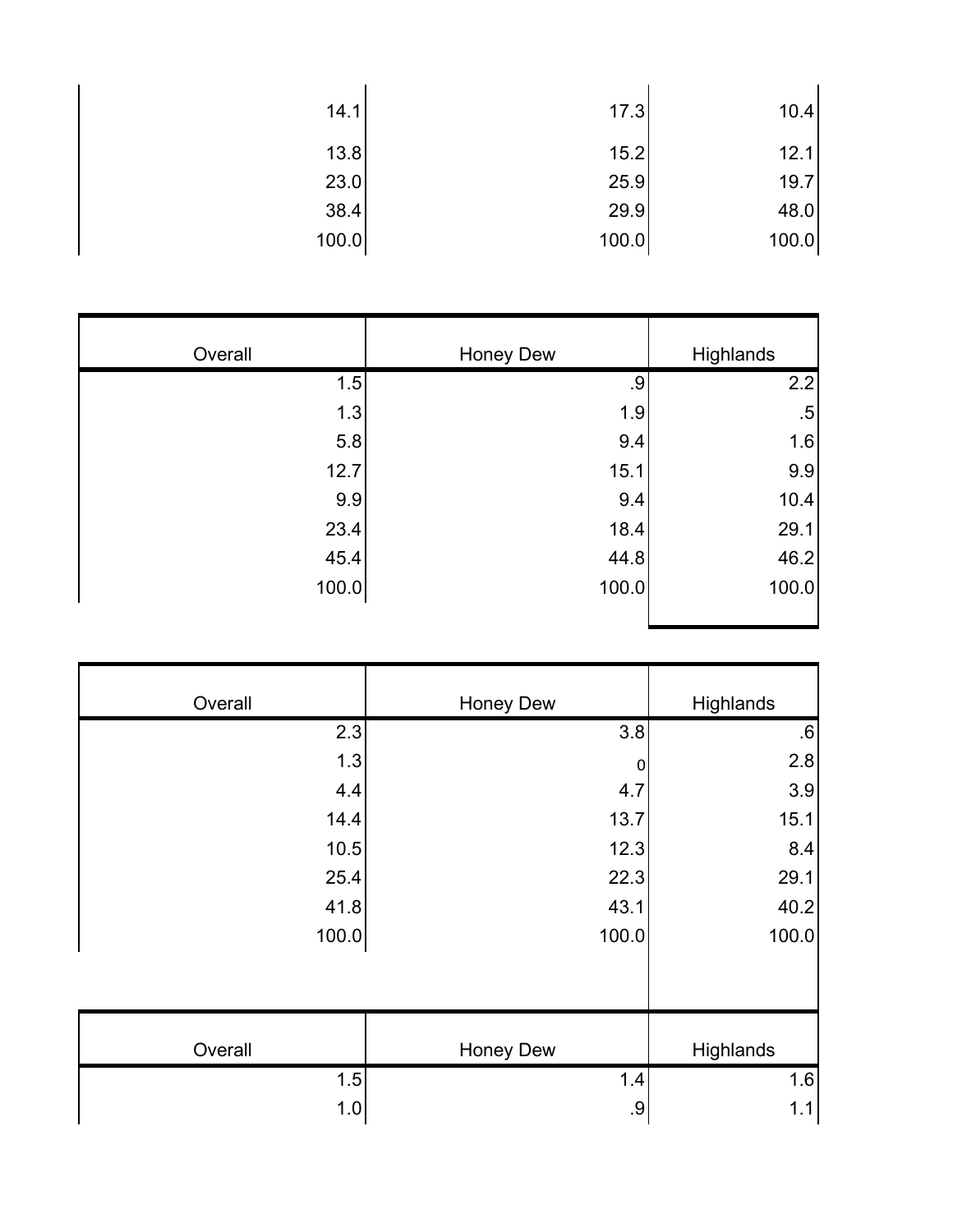|  |  |  |
|---|---|---|
| 14.1 | 17.3 | 10.4 |
| 13.8 | 15.2 | 12.1 |
| 23.0 | 25.9 | 19.7 |
| 38.4 | 29.9 | 48.0 |
| 100.0 | 100.0 | 100.0 |

| Overall | Honey Dew | Highlands |
|---|---|---|
| 1.5 | .9 | 2.2 |
| 1.3 | 1.9 | .5 |
| 5.8 | 9.4 | 1.6 |
| 12.7 | 15.1 | 9.9 |
| 9.9 | 9.4 | 10.4 |
| 23.4 | 18.4 | 29.1 |
| 45.4 | 44.8 | 46.2 |
| 100.0 | 100.0 | 100.0 |

| Overall | Honey Dew | Highlands |
|---|---|---|
| 2.3 | 3.8 | .6 |
| 1.3 | 0 | 2.8 |
| 4.4 | 4.7 | 3.9 |
| 14.4 | 13.7 | 15.1 |
| 10.5 | 12.3 | 8.4 |
| 25.4 | 22.3 | 29.1 |
| 41.8 | 43.1 | 40.2 |
| 100.0 | 100.0 | 100.0 |

| Overall | Honey Dew | Highlands |
|---|---|---|
| 1.5 | 1.4 | 1.6 |
| 1.0 | .9 | 1.1 |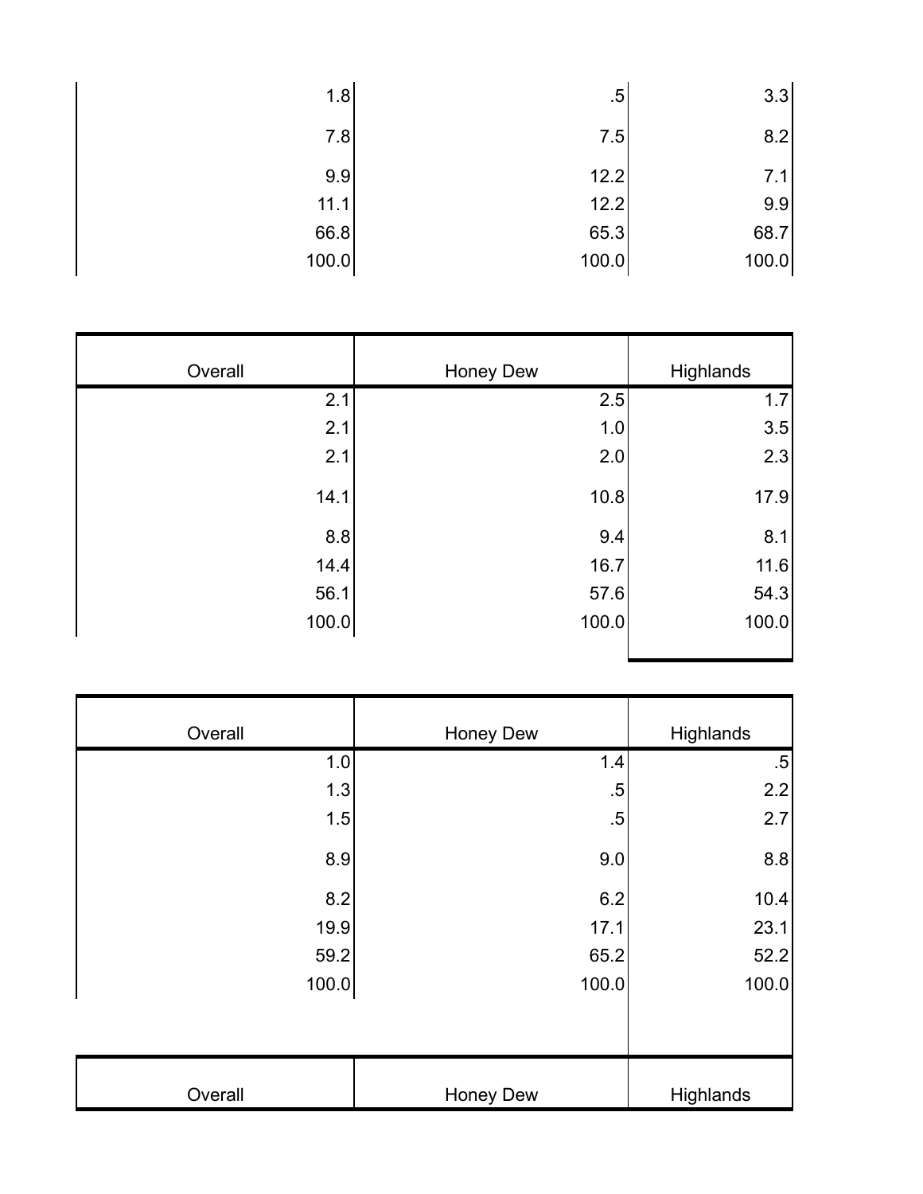| | | |
|---|---|---|
| 1.8 | .5 | 3.3 |
| 7.8 | 7.5 | 8.2 |
| 9.9 | 12.2 | 7.1 |
| 11.1 | 12.2 | 9.9 |
| 66.8 | 65.3 | 68.7 |
| 100.0 | 100.0 | 100.0 |

| Overall | Honey Dew | Highlands |
|---|---|---|
| 2.1 | 2.5 | 1.7 |
| 2.1 | 1.0 | 3.5 |
| 2.1 | 2.0 | 2.3 |
| 14.1 | 10.8 | 17.9 |
| 8.8 | 9.4 | 8.1 |
| 14.4 | 16.7 | 11.6 |
| 56.1 | 57.6 | 54.3 |
| 100.0 | 100.0 | 100.0 |

| Overall | Honey Dew | Highlands |
|---|---|---|
| 1.0 | 1.4 | .5 |
| 1.3 | .5 | 2.2 |
| 1.5 | .5 | 2.7 |
| 8.9 | 9.0 | 8.8 |
| 8.2 | 6.2 | 10.4 |
| 19.9 | 17.1 | 23.1 |
| 59.2 | 65.2 | 52.2 |
| 100.0 | 100.0 | 100.0 |

| Overall | Honey Dew | Highlands |
|---|---|---|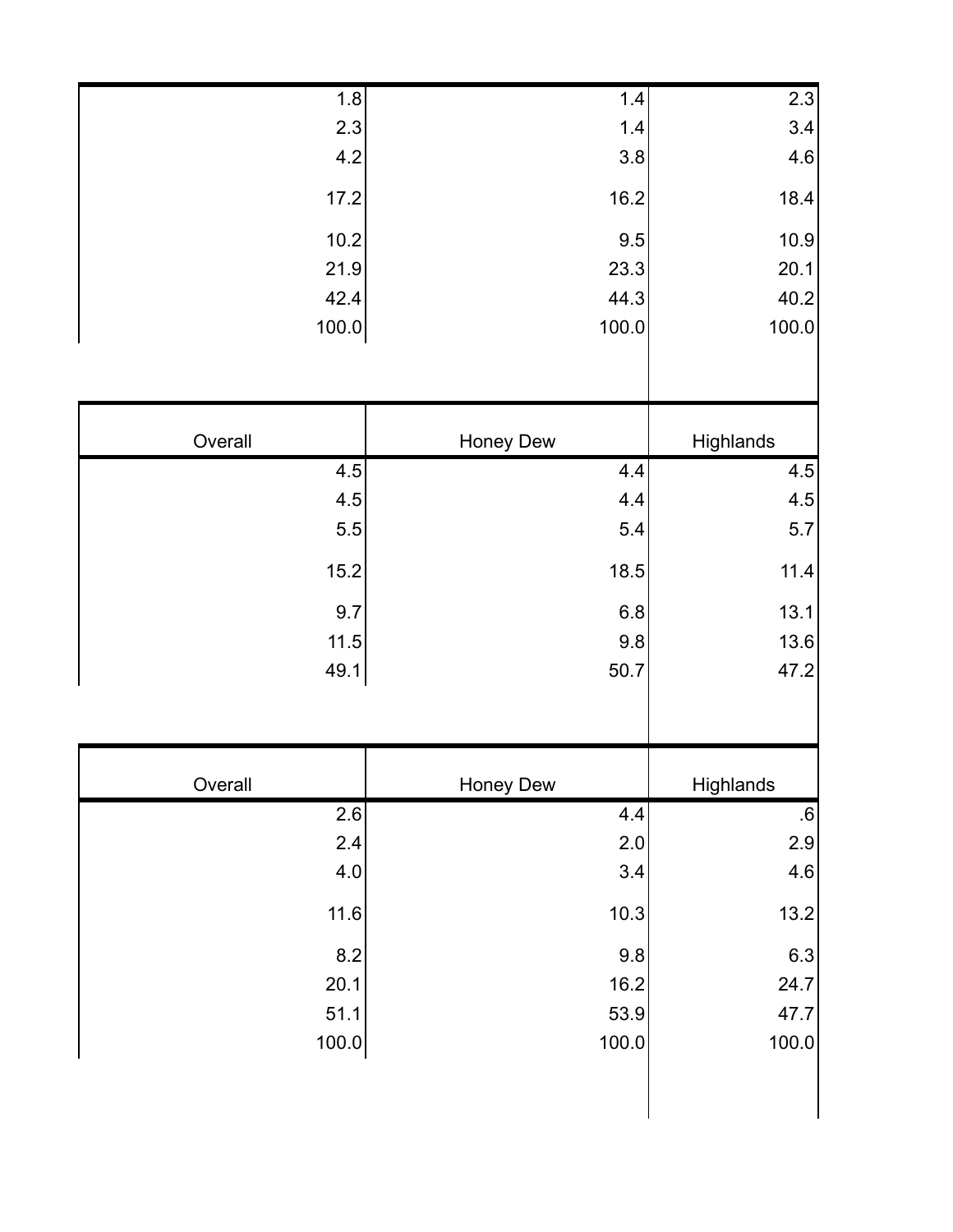| | | |
|---|---|---|
| 1.8 | 1.4 | 2.3 |
| 2.3 | 1.4 | 3.4 |
| 4.2 | 3.8 | 4.6 |
| 17.2 | 16.2 | 18.4 |
| 10.2 | 9.5 | 10.9 |
| 21.9 | 23.3 | 20.1 |
| 42.4 | 44.3 | 40.2 |
| 100.0 | 100.0 | 100.0 |

| Overall | Honey Dew | Highlands |
|---|---|---|
| 4.5 | 4.4 | 4.5 |
| 4.5 | 4.4 | 4.5 |
| 5.5 | 5.4 | 5.7 |
| 15.2 | 18.5 | 11.4 |
| 9.7 | 6.8 | 13.1 |
| 11.5 | 9.8 | 13.6 |
| 49.1 | 50.7 | 47.2 |

| Overall | Honey Dew | Highlands |
|---|---|---|
| 2.6 | 4.4 | .6 |
| 2.4 | 2.0 | 2.9 |
| 4.0 | 3.4 | 4.6 |
| 11.6 | 10.3 | 13.2 |
| 8.2 | 9.8 | 6.3 |
| 20.1 | 16.2 | 24.7 |
| 51.1 | 53.9 | 47.7 |
| 100.0 | 100.0 | 100.0 |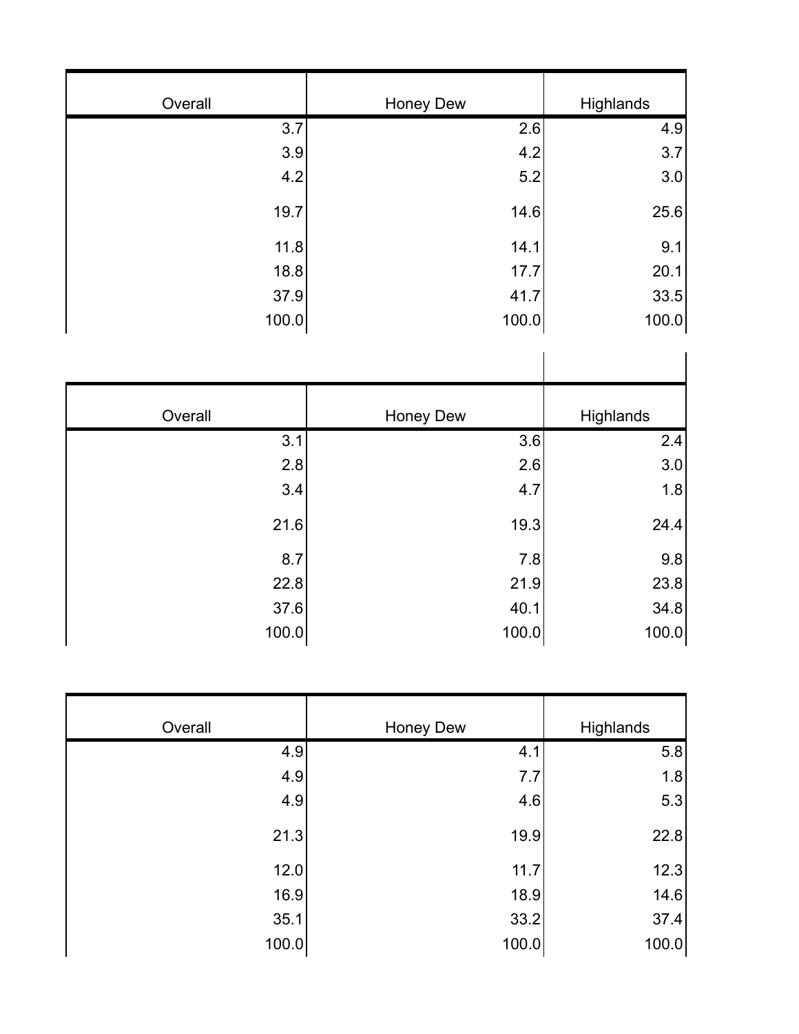| Overall | Honey Dew | Highlands |
| --- | --- | --- |
| 3.7 | 2.6 | 4.9 |
| 3.9 | 4.2 | 3.7 |
| 4.2 | 5.2 | 3.0 |
| 19.7 | 14.6 | 25.6 |
| 11.8 | 14.1 | 9.1 |
| 18.8 | 17.7 | 20.1 |
| 37.9 | 41.7 | 33.5 |
| 100.0 | 100.0 | 100.0 |

| Overall | Honey Dew | Highlands |
| --- | --- | --- |
| 3.1 | 3.6 | 2.4 |
| 2.8 | 2.6 | 3.0 |
| 3.4 | 4.7 | 1.8 |
| 21.6 | 19.3 | 24.4 |
| 8.7 | 7.8 | 9.8 |
| 22.8 | 21.9 | 23.8 |
| 37.6 | 40.1 | 34.8 |
| 100.0 | 100.0 | 100.0 |

| Overall | Honey Dew | Highlands |
| --- | --- | --- |
| 4.9 | 4.1 | 5.8 |
| 4.9 | 7.7 | 1.8 |
| 4.9 | 4.6 | 5.3 |
| 21.3 | 19.9 | 22.8 |
| 12.0 | 11.7 | 12.3 |
| 16.9 | 18.9 | 14.6 |
| 35.1 | 33.2 | 37.4 |
| 100.0 | 100.0 | 100.0 |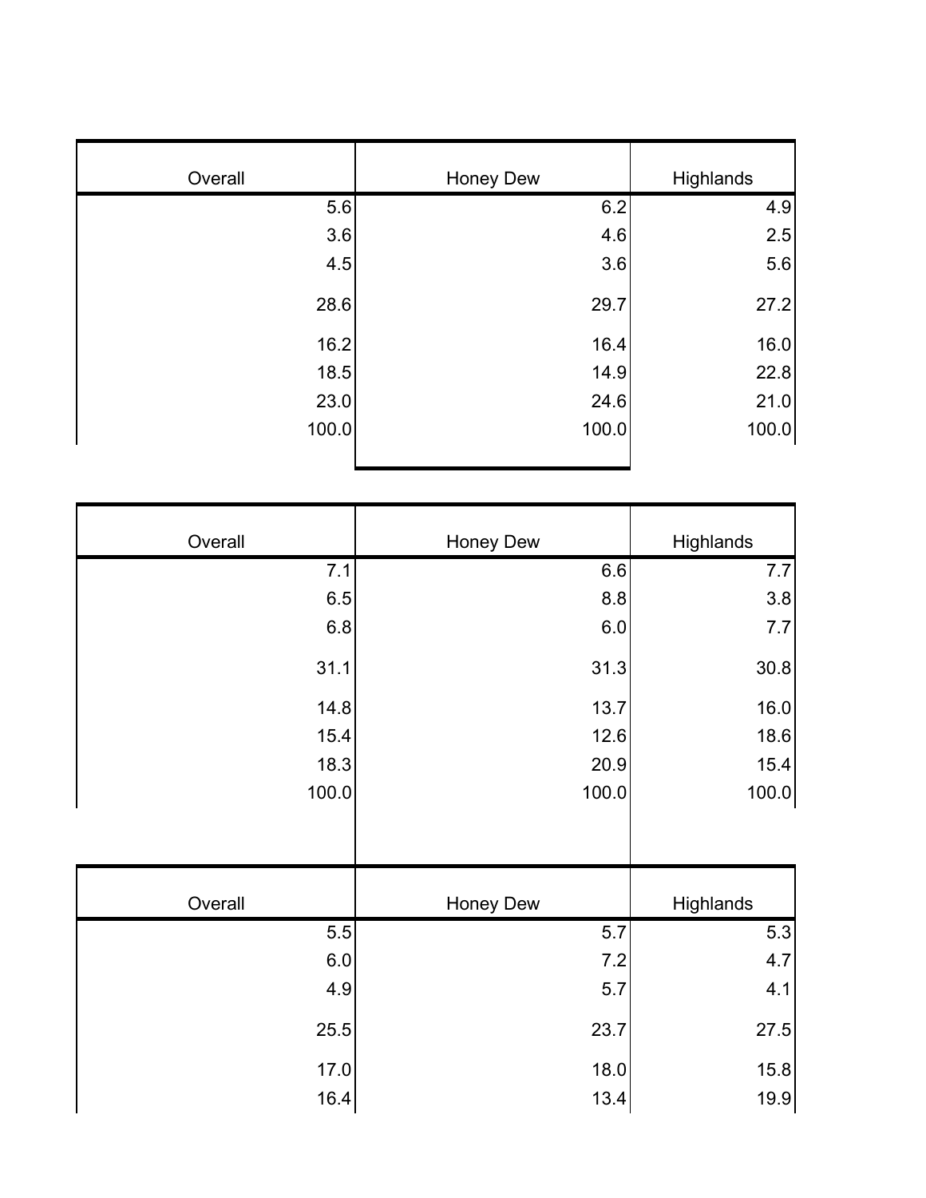| Overall | Honey Dew | Highlands |
|---|---|---|
| 5.6 | 6.2 | 4.9 |
| 3.6 | 4.6 | 2.5 |
| 4.5 | 3.6 | 5.6 |
| 28.6 | 29.7 | 27.2 |
| 16.2 | 16.4 | 16.0 |
| 18.5 | 14.9 | 22.8 |
| 23.0 | 24.6 | 21.0 |
| 100.0 | 100.0 | 100.0 |

| Overall | Honey Dew | Highlands |
|---|---|---|
| 7.1 | 6.6 | 7.7 |
| 6.5 | 8.8 | 3.8 |
| 6.8 | 6.0 | 7.7 |
| 31.1 | 31.3 | 30.8 |
| 14.8 | 13.7 | 16.0 |
| 15.4 | 12.6 | 18.6 |
| 18.3 | 20.9 | 15.4 |
| 100.0 | 100.0 | 100.0 |

| Overall | Honey Dew | Highlands |
|---|---|---|
| 5.5 | 5.7 | 5.3 |
| 6.0 | 7.2 | 4.7 |
| 4.9 | 5.7 | 4.1 |
| 25.5 | 23.7 | 27.5 |
| 17.0 | 18.0 | 15.8 |
| 16.4 | 13.4 | 19.9 |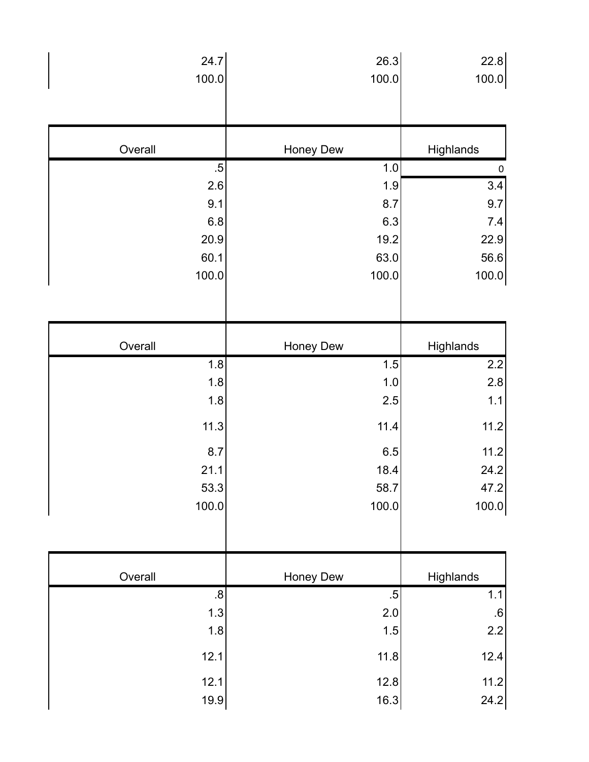| | | |
|---|---|---|
| 24.7 | 26.3 | 22.8 |
| 100.0 | 100.0 | 100.0 |

| Overall | Honey Dew | Highlands |
|---|---|---|
| .5 | 1.0 | 0 |
| 2.6 | 1.9 | 3.4 |
| 9.1 | 8.7 | 9.7 |
| 6.8 | 6.3 | 7.4 |
| 20.9 | 19.2 | 22.9 |
| 60.1 | 63.0 | 56.6 |
| 100.0 | 100.0 | 100.0 |

| Overall | Honey Dew | Highlands |
|---|---|---|
| 1.8 | 1.5 | 2.2 |
| 1.8 | 1.0 | 2.8 |
| 1.8 | 2.5 | 1.1 |
| 11.3 | 11.4 | 11.2 |
| 8.7 | 6.5 | 11.2 |
| 21.1 | 18.4 | 24.2 |
| 53.3 | 58.7 | 47.2 |
| 100.0 | 100.0 | 100.0 |

| Overall | Honey Dew | Highlands |
|---|---|---|
| .8 | .5 | 1.1 |
| 1.3 | 2.0 | .6 |
| 1.8 | 1.5 | 2.2 |
| 12.1 | 11.8 | 12.4 |
| 12.1 | 12.8 | 11.2 |
| 19.9 | 16.3 | 24.2 |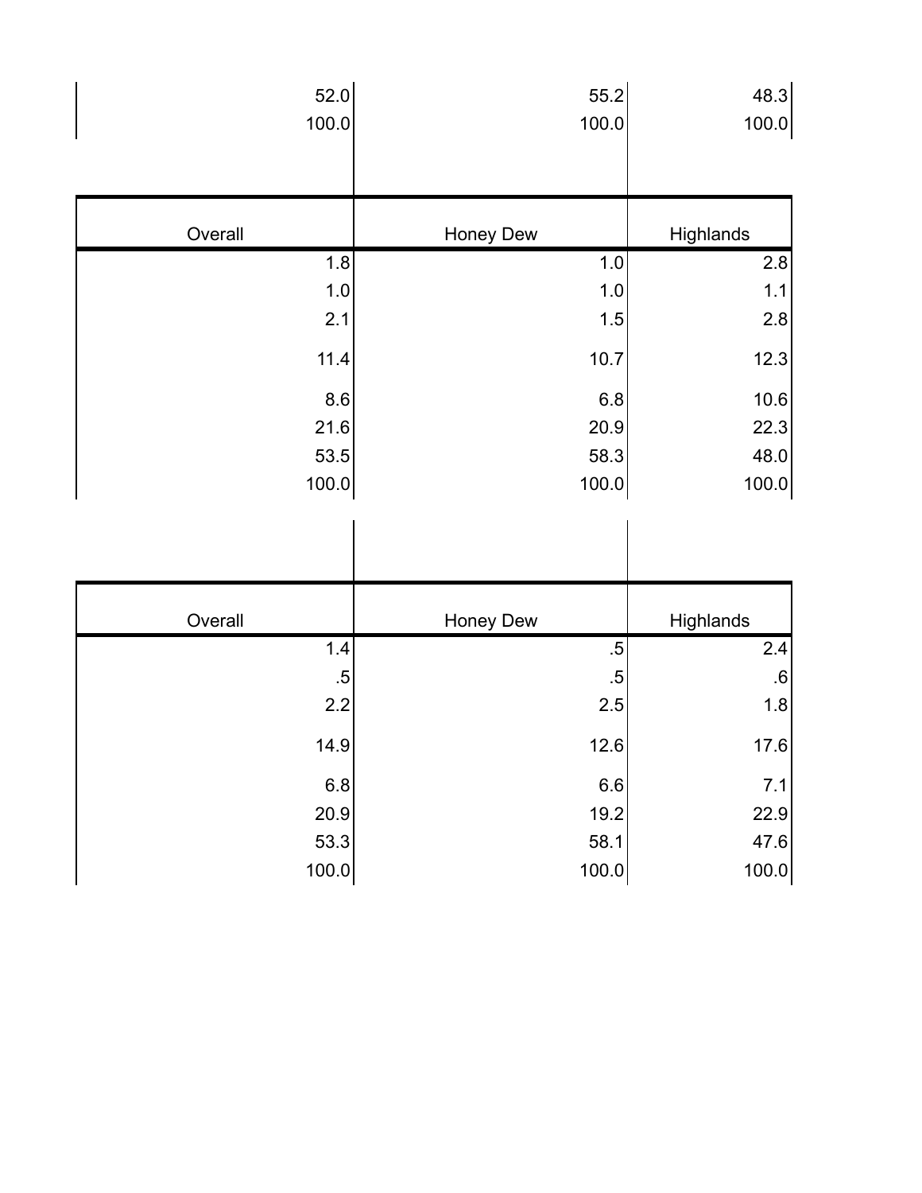| | | |
|---|---|---|
| 52.0 | 55.2 | 48.3 |
| 100.0 | 100.0 | 100.0 |

| Overall | Honey Dew | Highlands |
|---|---|---|
| 1.8 | 1.0 | 2.8 |
| 1.0 | 1.0 | 1.1 |
| 2.1 | 1.5 | 2.8 |
| 11.4 | 10.7 | 12.3 |
| 8.6 | 6.8 | 10.6 |
| 21.6 | 20.9 | 22.3 |
| 53.5 | 58.3 | 48.0 |
| 100.0 | 100.0 | 100.0 |

| Overall | Honey Dew | Highlands |
|---|---|---|
| 1.4 | .5 | 2.4 |
| .5 | .5 | .6 |
| 2.2 | 2.5 | 1.8 |
| 14.9 | 12.6 | 17.6 |
| 6.8 | 6.6 | 7.1 |
| 20.9 | 19.2 | 22.9 |
| 53.3 | 58.1 | 47.6 |
| 100.0 | 100.0 | 100.0 |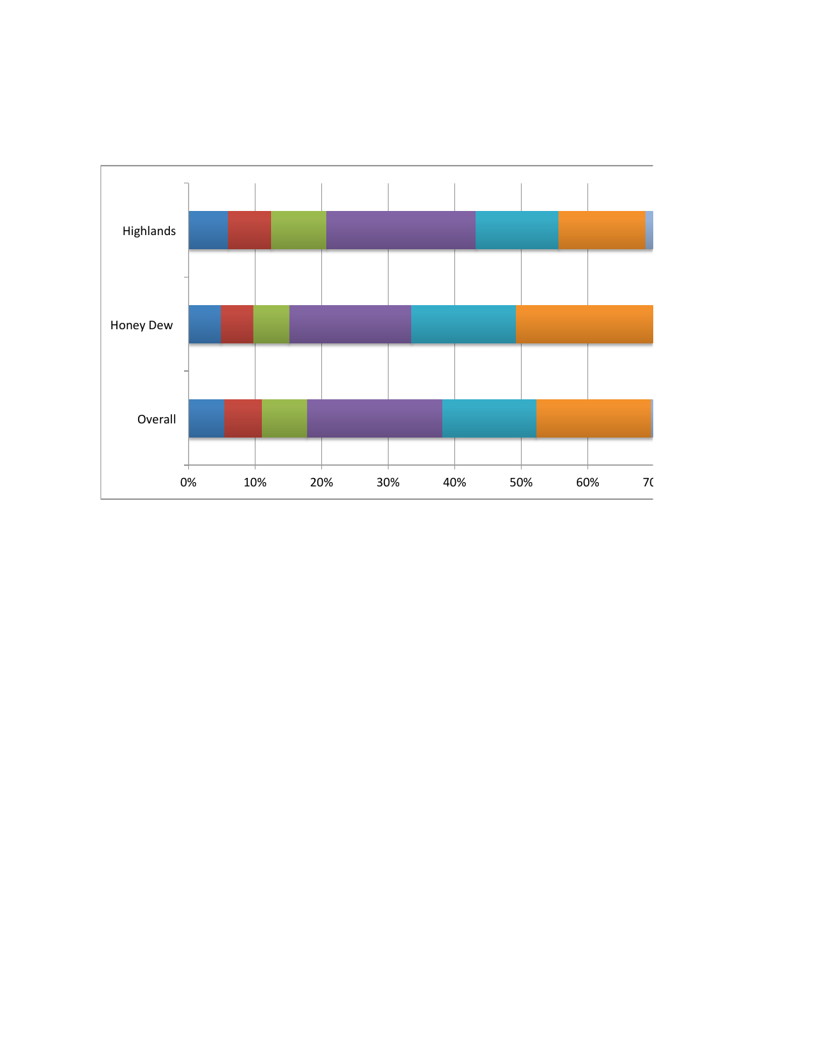Highlands

Honey Dew

Overall

0% 10% 20% 30% 40% 50% 60% 70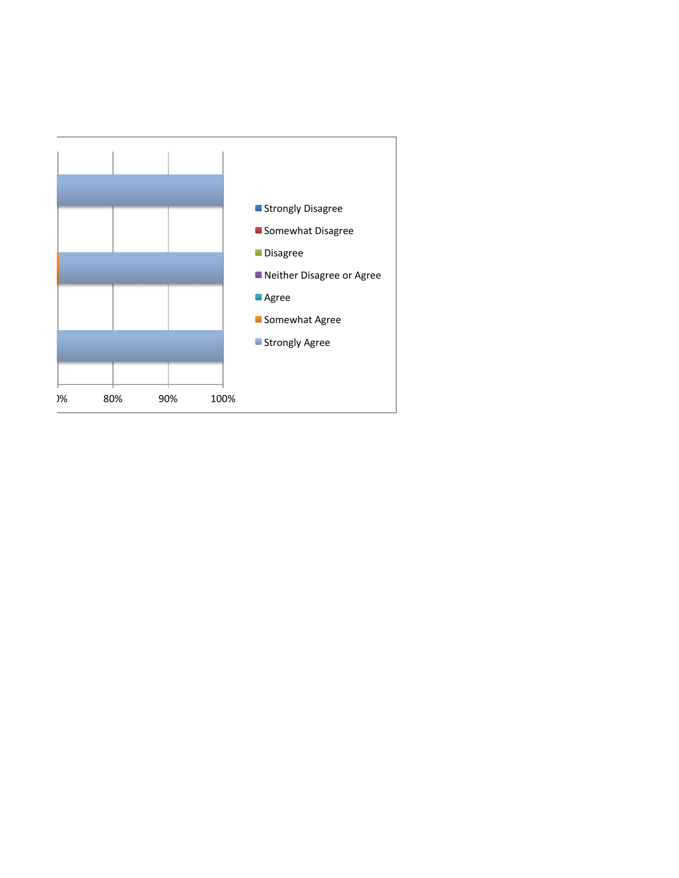Strongly Disagree

Somewhat Disagree

Disagree

Neither Disagree or Agree

Agree

Somewhat Agree

Strongly Agree

0% 80% 90% 100%